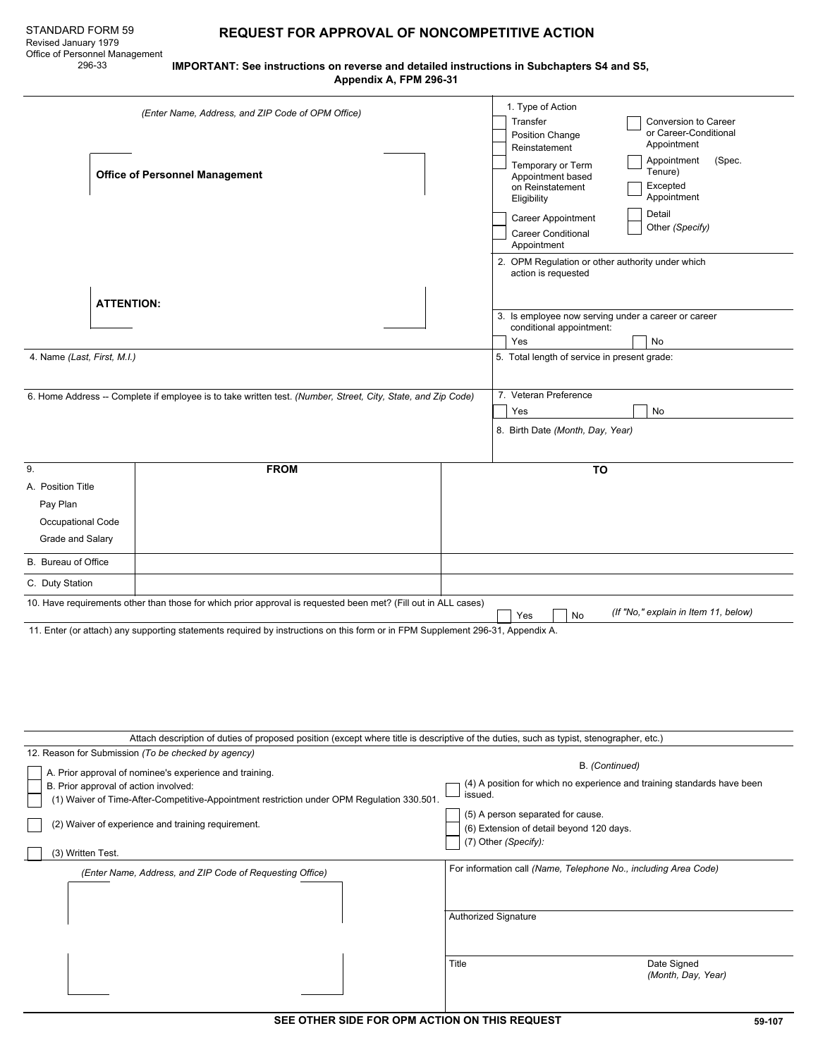STANDARD FORM 59
Revised January 1979
Office of Personnel Management
296-33

# REQUEST FOR APPROVAL OF NONCOMPETITIVE ACTION

**IMPORTANT: See instructions on reverse and detailed instructions in Subchapters S4 and S5, Appendix A, FPM 296-31**

*(Enter Name, Address, and ZIP Code of OPM Office)*

**Office of Personnel Management**

**ATTENTION:**

1. Type of Action
   - ☐ Transfer
   - ☐ Position Change
   - ☐ Reinstatement
   - ☐ Temporary or Term Appointment based on Reinstatement Eligibility
   - ☐ Career Appointment
   - ☐ Career Conditional Appointment
   - ☐ Conversion to Career or Career-Conditional Appointment
   - ☐ Appointment (Spec. Tenure)
   - ☐ Excepted Appointment
   - ☐ Detail
   - ☐ Other *(Specify)*

2. OPM Regulation or other authority under which action is requested

3. Is employee now serving under a career or career conditional appointment:
   ☐ Yes ☐ No

4. Name *(Last, First, M.I.)*

5. Total length of service in present grade:

6. Home Address -- Complete if employee is to take written test. *(Number, Street, City, State, and Zip Code)*

7. Veteran Preference
   ☐ Yes ☐ No

8. Birth Date *(Month, Day, Year)*

| 9. | FROM | TO |
|---|---|---|
| A. Position Title<br>Pay Plan<br>Occupational Code<br>Grade and Salary | | |
| B. Bureau of Office | | |
| C. Duty Station | | |

10. Have requirements other than those for which prior approval is requested been met? (Fill out in ALL cases) ☐ Yes ☐ No *(If "No," explain in Item 11, below)*

11. Enter (or attach) any supporting statements required by instructions on this form or in FPM Supplement 296-31, Appendix A.

Attach description of duties of proposed position (except where title is descriptive of the duties, such as typist, stenographer, etc.)

12. Reason for Submission *(To be checked by agency)*
   - ☐ A. Prior approval of nominee's experience and training.
   - ☐ B. Prior approval of action involved:
     - ☐ (1) Waiver of Time-After-Competitive-Appointment restriction under OPM Regulation 330.501.
     - ☐ (2) Waiver of experience and training requirement.
     - ☐ (3) Written Test.

   B. *(Continued)*
     - ☐ (4) A position for which no experience and training standards have been issued.
     - ☐ (5) A person separated for cause.
     - ☐ (6) Extension of detail beyond 120 days.
     - ☐ (7) Other *(Specify)*:

*(Enter Name, Address, and ZIP Code of Requesting Office)*

For information call *(Name, Telephone No., including Area Code)*

Authorized Signature

Title

Date Signed *(Month, Day, Year)*

**SEE OTHER SIDE FOR OPM ACTION ON THIS REQUEST**

59-107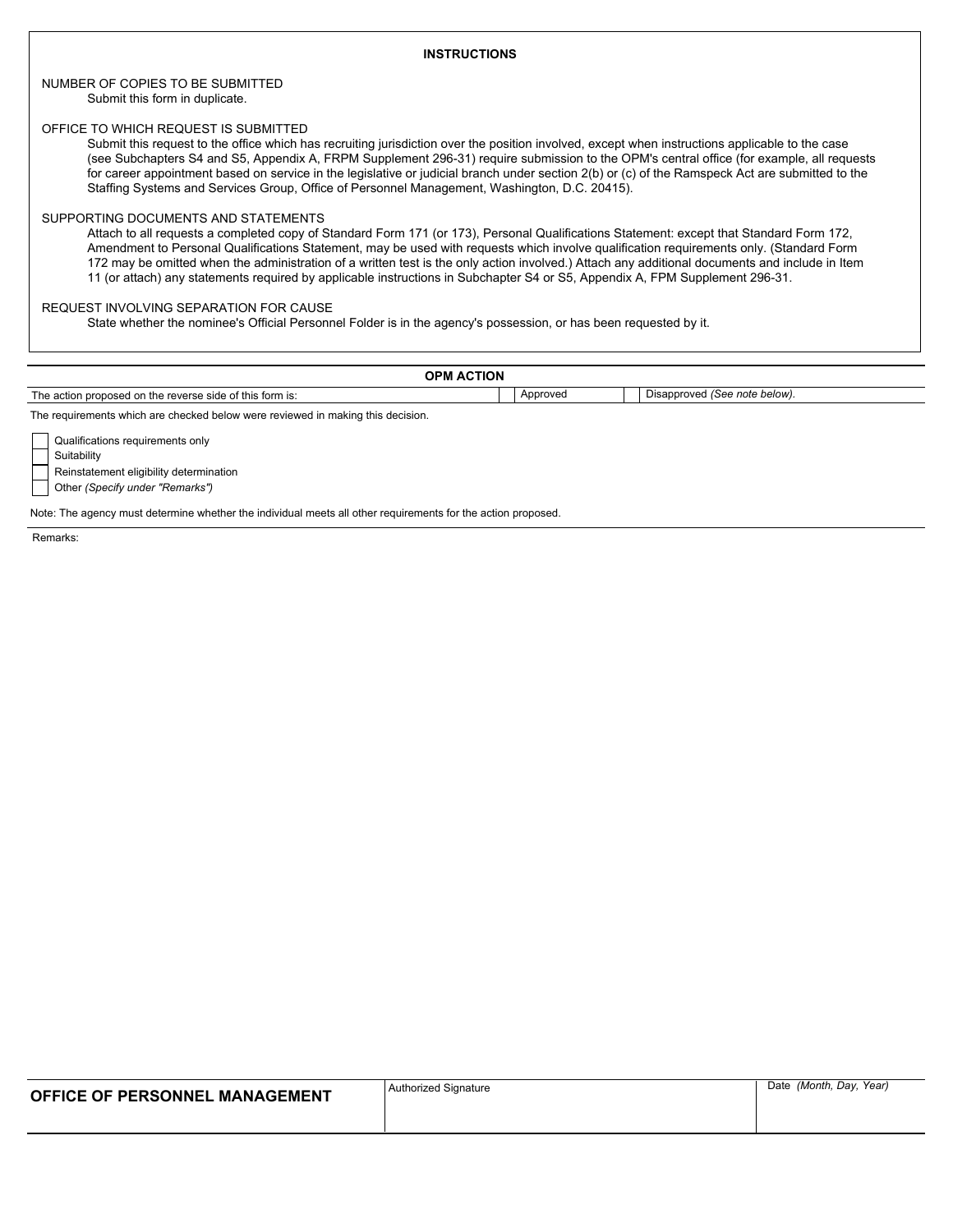## INSTRUCTIONS

NUMBER OF COPIES TO BE SUBMITTED

Submit this form in duplicate.

OFFICE TO WHICH REQUEST IS SUBMITTED

Submit this request to the office which has recruiting jurisdiction over the position involved, except when instructions applicable to the case (see Subchapters S4 and S5, Appendix A, FRPM Supplement 296-31) require submission to the OPM's central office (for example, all requests for career appointment based on service in the legislative or judicial branch under section 2(b) or (c) of the Ramspeck Act are submitted to the Staffing Systems and Services Group, Office of Personnel Management, Washington, D.C. 20415).

SUPPORTING DOCUMENTS AND STATEMENTS

Attach to all requests a completed copy of Standard Form 171 (or 173), Personal Qualifications Statement: except that Standard Form 172, Amendment to Personal Qualifications Statement, may be used with requests which involve qualification requirements only. (Standard Form 172 may be omitted when the administration of a written test is the only action involved.) Attach any additional documents and include in Item 11 (or attach) any statements required by applicable instructions in Subchapter S4 or S5, Appendix A, FPM Supplement 296-31.

REQUEST INVOLVING SEPARATION FOR CAUSE

State whether the nominee's Official Personnel Folder is in the agency's possession, or has been requested by it.

## OPM ACTION

| The action proposed on the reverse side of this form is: | ☐ Approved | ☐ Disapproved *(See note below)*. |
|---|---|---|

The requirements which are checked below were reviewed in making this decision.

- ☐ Qualifications requirements only
- ☐ Suitability
- ☐ Reinstatement eligibility determination
- ☐ Other *(Specify under "Remarks")*

Note: The agency must determine whether the individual meets all other requirements for the action proposed.

Remarks:

| OFFICE OF PERSONNEL MANAGEMENT | Authorized Signature | Date *(Month, Day, Year)* |
|---|---|---|
| | | |